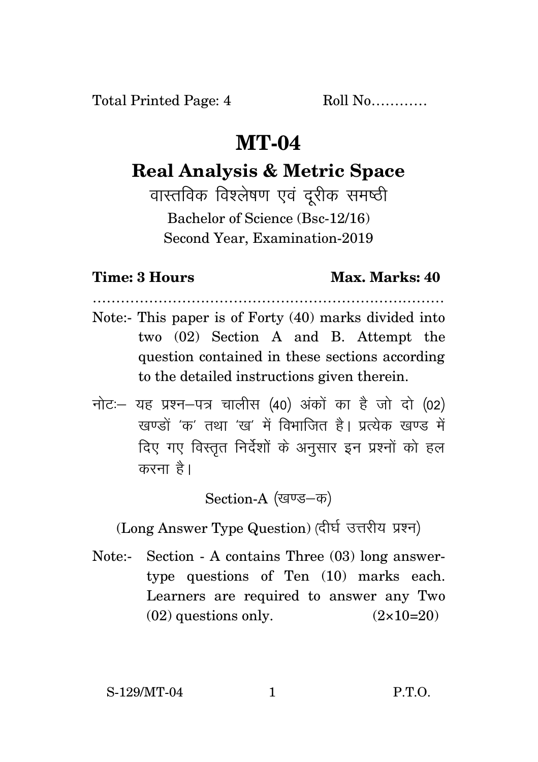Total Printed Page: 4 Roll No............

# MT-04

## Real Analysis & Metric Space

वास्तविक विश्लेषण एवं दूरीक समष्ठी

Bachelor of Science (Bsc-12/16)

Second Year, Examination-2019

**Time: 3 Hours** **Max. Marks: 40**

.........................................................................

Note:- This paper is of Forty (40) marks divided into two (02) Section A and B. Attempt the question contained in these sections according to the detailed instructions given therein.

नोटः– यह प्रश्न–पत्र चालीस (40) अंकों का है जो दो (02) खण्डों 'क' तथा 'ख' में विभाजित है। प्रत्येक खण्ड में दिए गए विस्तृत निर्देशों के अनुसार इन प्रश्नों को हल करना है।

Section-A (खण्ड–क)

(Long Answer Type Question) (दीर्घ उत्तरीय प्रश्न)

Note:- Section - A contains Three (03) long answer-type questions of Ten (10) marks each. Learners are required to answer any Two (02) questions only. $(2\times10=20)$

S-129/MT-04 P.T.O.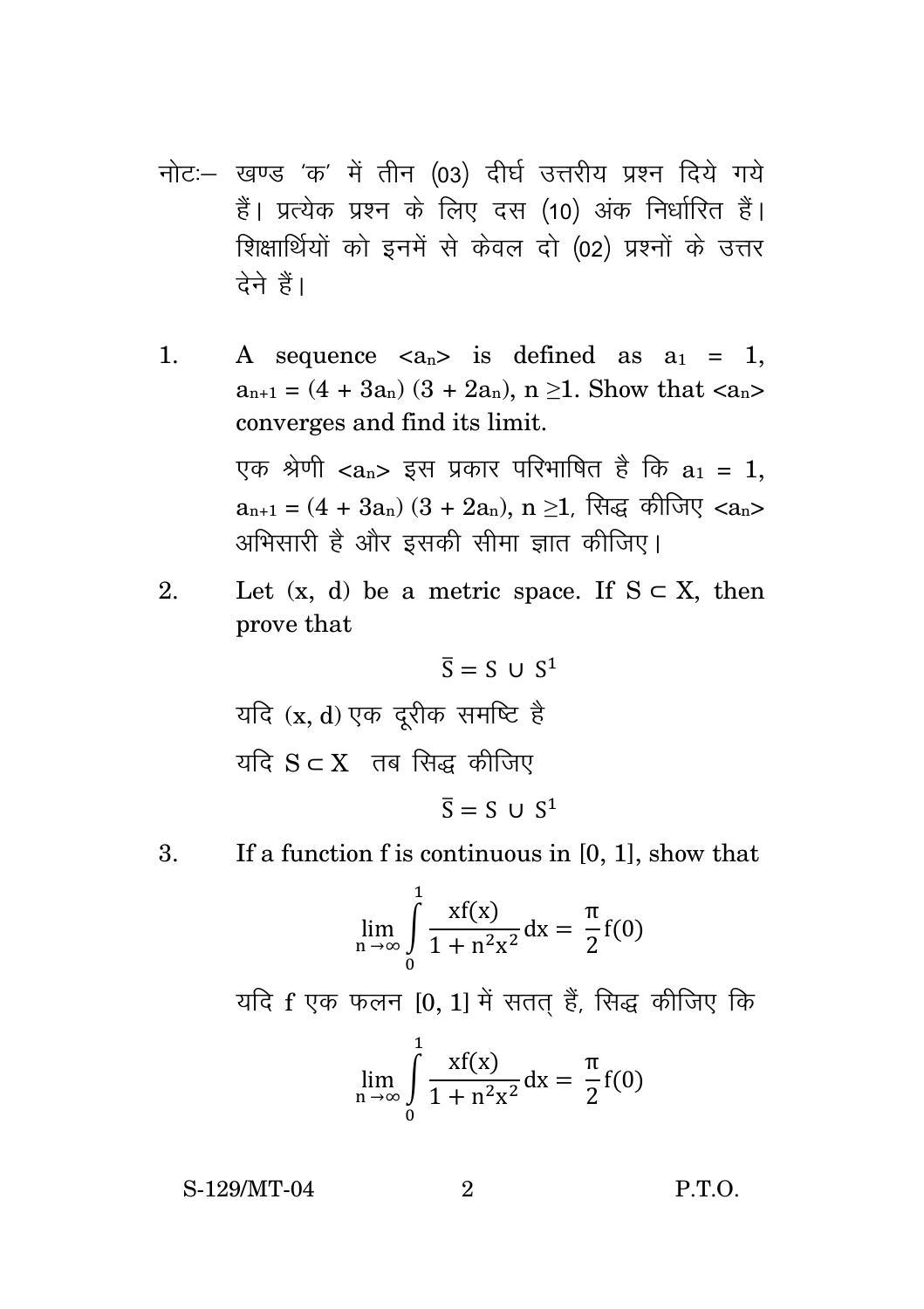नोटः– खण्ड 'क' में तीन (03) दीर्घ उत्तरीय प्रश्न दिये गये हैं। प्रत्येक प्रश्न के लिए दस (10) अंक निर्धारित हैं। शिक्षार्थियों को इनमें से केवल दो (02) प्रश्नों के उत्तर देने हैं।

1. A sequence $<a_n>$ is defined as $a_1 = 1$, $a_{n+1} = (4 + 3a_n)(3 + 2a_n)$, $n \geq 1$. Show that $<a_n>$ converges and find its limit.

   एक श्रेणी $<a_n>$ इस प्रकार परिभाषित है कि $a_1 = 1$, $a_{n+1} = (4 + 3a_n)(3 + 2a_n)$, $n \geq 1$, सिद्ध कीजिए $<a_n>$ अभिसारी है और इसकी सीमा ज्ञात कीजिए।

2. Let (x, d) be a metric space. If $S \subset X$, then prove that

$$\bar{S} = S \cup S^1$$

   यदि (x, d) एक दूरीक समष्टि है

   यदि $S \subset X$ तब सिद्ध कीजिए

$$\bar{S} = S \cup S^1$$

3. If a function f is continuous in [0, 1], show that

$$\lim_{n \to \infty} \int_0^1 \frac{xf(x)}{1 + n^2x^2} dx = \frac{\pi}{2} f(0)$$

   यदि f एक फलन [0, 1] में सतत् हैं, सिद्ध कीजिए कि

$$\lim_{n \to \infty} \int_0^1 \frac{xf(x)}{1 + n^2x^2} dx = \frac{\pi}{2} f(0)$$

S-129/MT-04 P.T.O.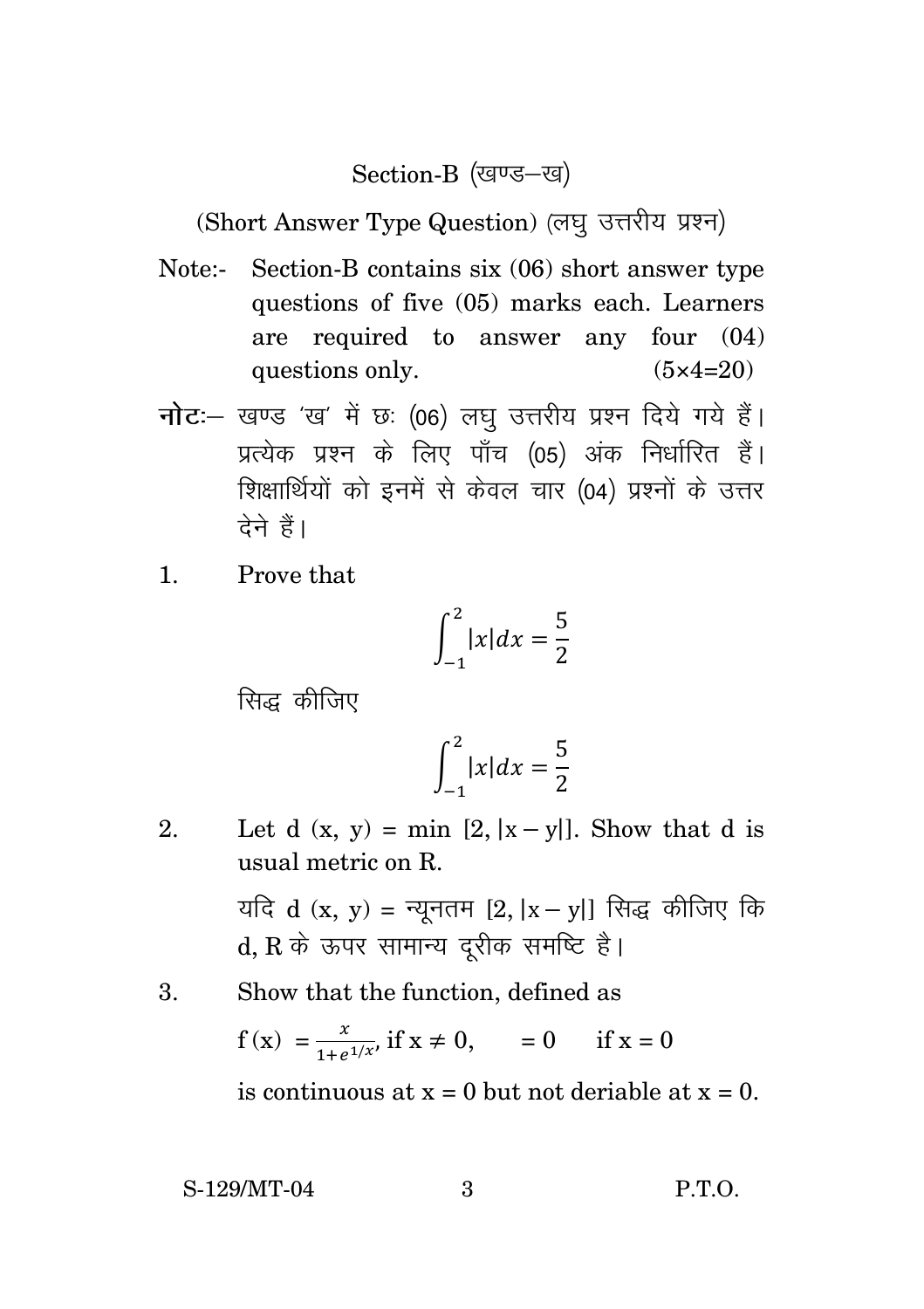## Section-B (खण्ड–ख)

(Short Answer Type Question) (लघु उत्तरीय प्रश्न)

Note:- Section-B contains six (06) short answer type questions of five (05) marks each. Learners are required to answer any four (04) questions only. (5×4=20)

नोटः— खण्ड 'ख' में छः (06) लघु उत्तरीय प्रश्न दिये गये हैं। प्रत्येक प्रश्न के लिए पाँच (05) अंक निर्धारित हैं। शिक्षार्थियों को इनमें से केवल चार (04) प्रश्नों के उत्तर देने हैं।

1. Prove that

$$\int_{-1}^{2} |x| dx = \frac{5}{2}$$

सिद्ध कीजिए

$$\int_{-1}^{2} |x| dx = \frac{5}{2}$$

2. Let $d(x, y) = \min [2, |x - y|]$. Show that d is usual metric on R.

यदि $d(x, y) =$ न्यूनतम $[2, |x - y|]$ सिद्ध कीजिए कि d, R के ऊपर सामान्य दूरीक समष्टि है।

3. Show that the function, defined as

$f(x) = \frac{x}{1+e^{1/x}}$, if $x \neq 0$, $\quad = 0 \quad$ if $x = 0$

is continuous at $x = 0$ but not deriable at $x = 0$.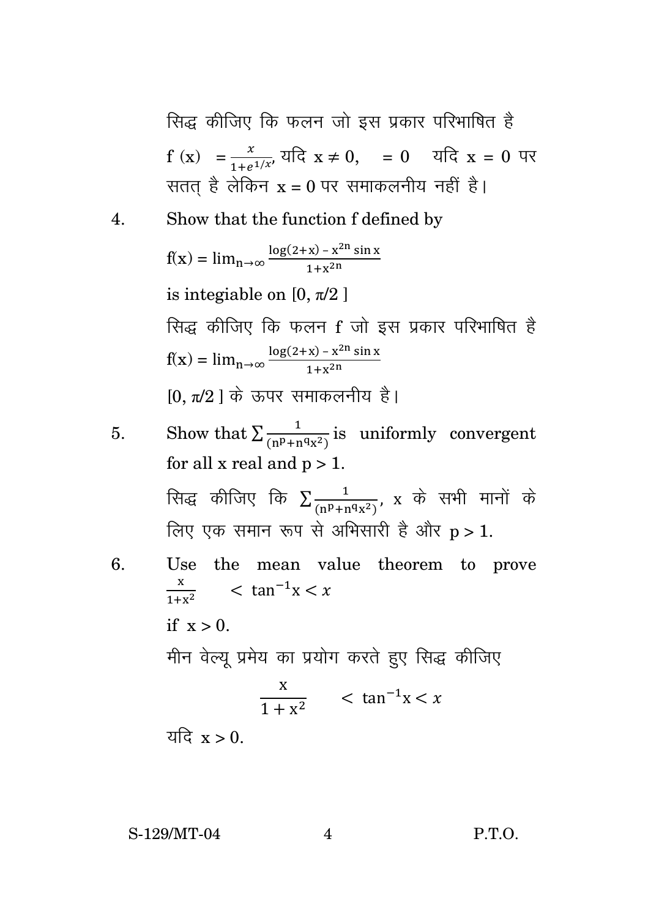सिद्ध कीजिए कि फलन जो इस प्रकार परिभाषित है

$f(x) = \frac{x}{1+e^{1/x}}$, यदि $x \neq 0$, $= 0$ यदि $x = 0$ पर सतत् है लेकिन $x = 0$ पर समाकलनीय नहीं है।

4. Show that the function f defined by

$$f(x) = \lim_{n\to\infty} \frac{\log(2+x) - x^{2n} \sin x}{1+x^{2n}}$$

is integiable on $[0, \pi/2]$

सिद्ध कीजिए कि फलन f जो इस प्रकार परिभाषित है

$$f(x) = \lim_{n\to\infty} \frac{\log(2+x) - x^{2n} \sin x}{1+x^{2n}}$$

$[0, \pi/2]$ के ऊपर समाकलनीय है।

5. Show that $\sum \frac{1}{(n^p+n^q x^2)}$ is uniformly convergent for all x real and $p > 1$.

सिद्ध कीजिए कि $\sum \frac{1}{(n^p+n^q x^2)}$, x के सभी मानों के लिए एक समान रूप से अभिसारी है और $p > 1$.

6. Use the mean value theorem to prove $\frac{x}{1+x^2} < \tan^{-1}x < x$

if $x > 0$.

मीन वेल्यू प्रमेय का प्रयोग करते हुए सिद्ध कीजिए

$$\frac{x}{1+x^2} < \tan^{-1}x < x$$

यदि $x > 0$.

S-129/MT-04 P.T.O.